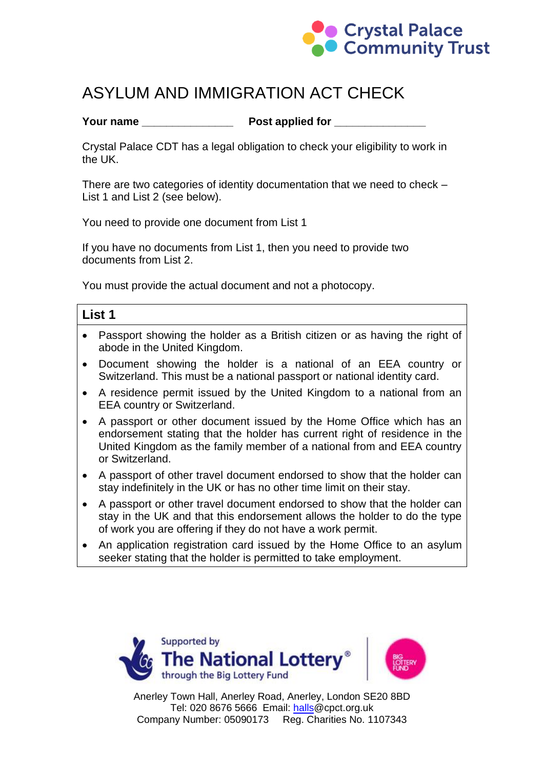Crystal Palace Community Trust

# ASYLUM AND IMMIGRATION ACT CHECK

**Your name** _______________ **Post applied for** _______________

Crystal Palace CDT has a legal obligation to check your eligibility to work in the UK.

There are two categories of identity documentation that we need to check – List 1 and List 2 (see below).

You need to provide one document from List 1

If you have no documents from List 1, then you need to provide two documents from List 2.

You must provide the actual document and not a photocopy.

## List 1

- Passport showing the holder as a British citizen or as having the right of abode in the United Kingdom.
- Document showing the holder is a national of an EEA country or Switzerland. This must be a national passport or national identity card.
- A residence permit issued by the United Kingdom to a national from an EEA country or Switzerland.
- A passport or other document issued by the Home Office which has an endorsement stating that the holder has current right of residence in the United Kingdom as the family member of a national from and EEA country or Switzerland.
- A passport of other travel document endorsed to show that the holder can stay indefinitely in the UK or has no other time limit on their stay.
- A passport or other travel document endorsed to show that the holder can stay in the UK and that this endorsement allows the holder to do the type of work you are offering if they do not have a work permit.
- An application registration card issued by the Home Office to an asylum seeker stating that the holder is permitted to take employment.

Supported by The National Lottery® through the Big Lottery Fund

Anerley Town Hall, Anerley Road, Anerley, London SE20 8BD
Tel: 020 8676 5666 Email: halls@cpct.org.uk
Company Number: 05090173 Reg. Charities No. 1107343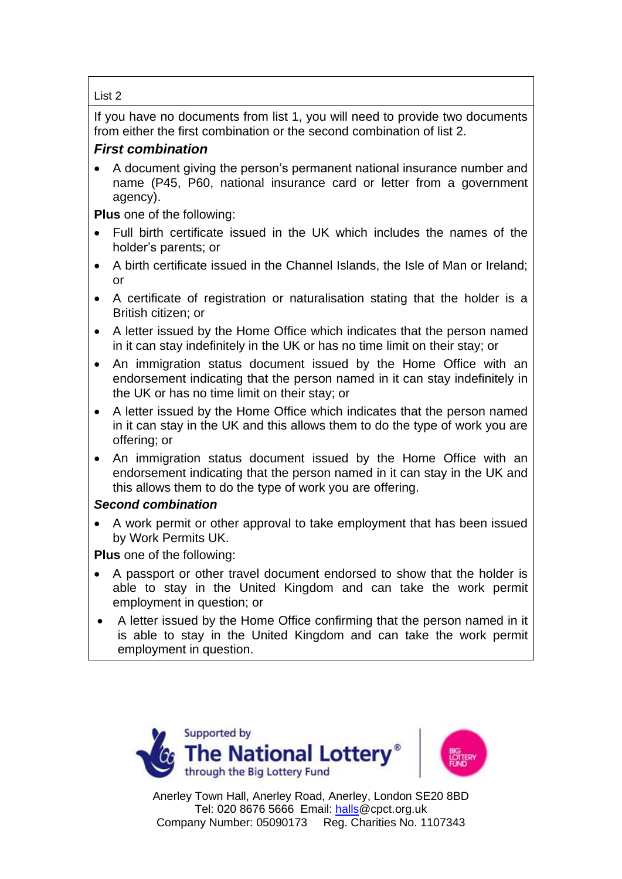List 2

If you have no documents from list 1, you will need to provide two documents from either the first combination or the second combination of list 2.

***First combination***

- A document giving the person's permanent national insurance number and name (P45, P60, national insurance card or letter from a government agency).

**Plus** one of the following:

- Full birth certificate issued in the UK which includes the names of the holder's parents; or
- A birth certificate issued in the Channel Islands, the Isle of Man or Ireland; or
- A certificate of registration or naturalisation stating that the holder is a British citizen; or
- A letter issued by the Home Office which indicates that the person named in it can stay indefinitely in the UK or has no time limit on their stay; or
- An immigration status document issued by the Home Office with an endorsement indicating that the person named in it can stay indefinitely in the UK or has no time limit on their stay; or
- A letter issued by the Home Office which indicates that the person named in it can stay in the UK and this allows them to do the type of work you are offering; or
- An immigration status document issued by the Home Office with an endorsement indicating that the person named in it can stay in the UK and this allows them to do the type of work you are offering.

***Second combination***

- A work permit or other approval to take employment that has been issued by Work Permits UK.

**Plus** one of the following:

- A passport or other travel document endorsed to show that the holder is able to stay in the United Kingdom and can take the work permit employment in question; or
- A letter issued by the Home Office confirming that the person named in it is able to stay in the United Kingdom and can take the work permit employment in question.

Supported by The National Lottery® through the Big Lottery Fund

BIG LOTTERY FUND

Anerley Town Hall, Anerley Road, Anerley, London SE20 8BD
Tel: 020 8676 5666 Email: halls@cpct.org.uk
Company Number: 05090173 Reg. Charities No. 1107343